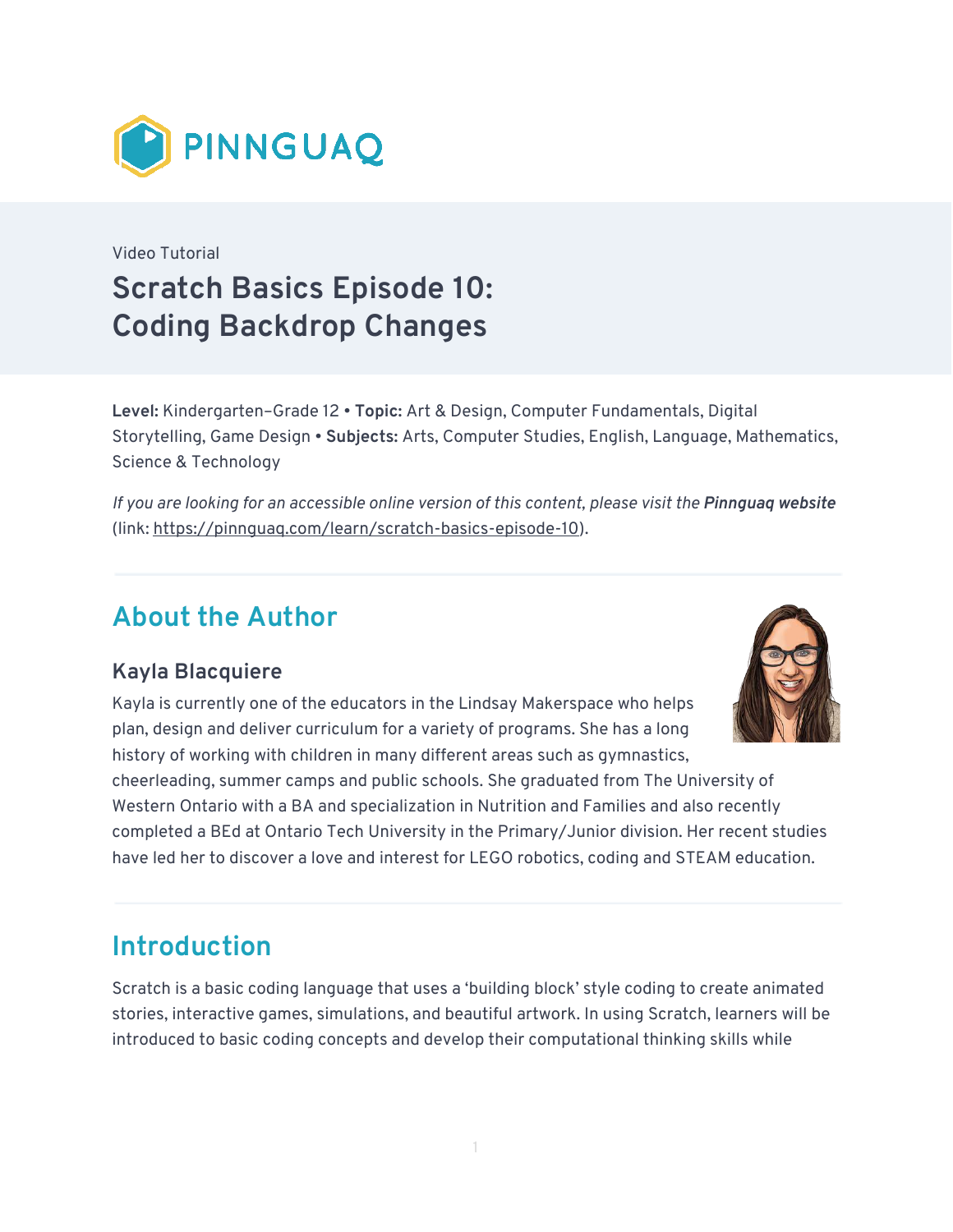PINNGUAQ

Video Tutorial

# Scratch Basics Episode 10: Coding Backdrop Changes

**Level:** Kindergarten–Grade 12 • **Topic:** Art & Design, Computer Fundamentals, Digital Storytelling, Game Design • **Subjects:** Arts, Computer Studies, English, Language, Mathematics, Science & Technology

*If you are looking for an accessible online version of this content, please visit the **Pinnguaq website*** (link: https://pinnguaq.com/learn/scratch-basics-episode-10).

## About the Author

### Kayla Blacquiere

Kayla is currently one of the educators in the Lindsay Makerspace who helps plan, design and deliver curriculum for a variety of programs. She has a long history of working with children in many different areas such as gymnastics, cheerleading, summer camps and public schools. She graduated from The University of Western Ontario with a BA and specialization in Nutrition and Families and also recently completed a BEd at Ontario Tech University in the Primary/Junior division. Her recent studies have led her to discover a love and interest for LEGO robotics, coding and STEAM education.

## Introduction

Scratch is a basic coding language that uses a 'building block' style coding to create animated stories, interactive games, simulations, and beautiful artwork. In using Scratch, learners will be introduced to basic coding concepts and develop their computational thinking skills while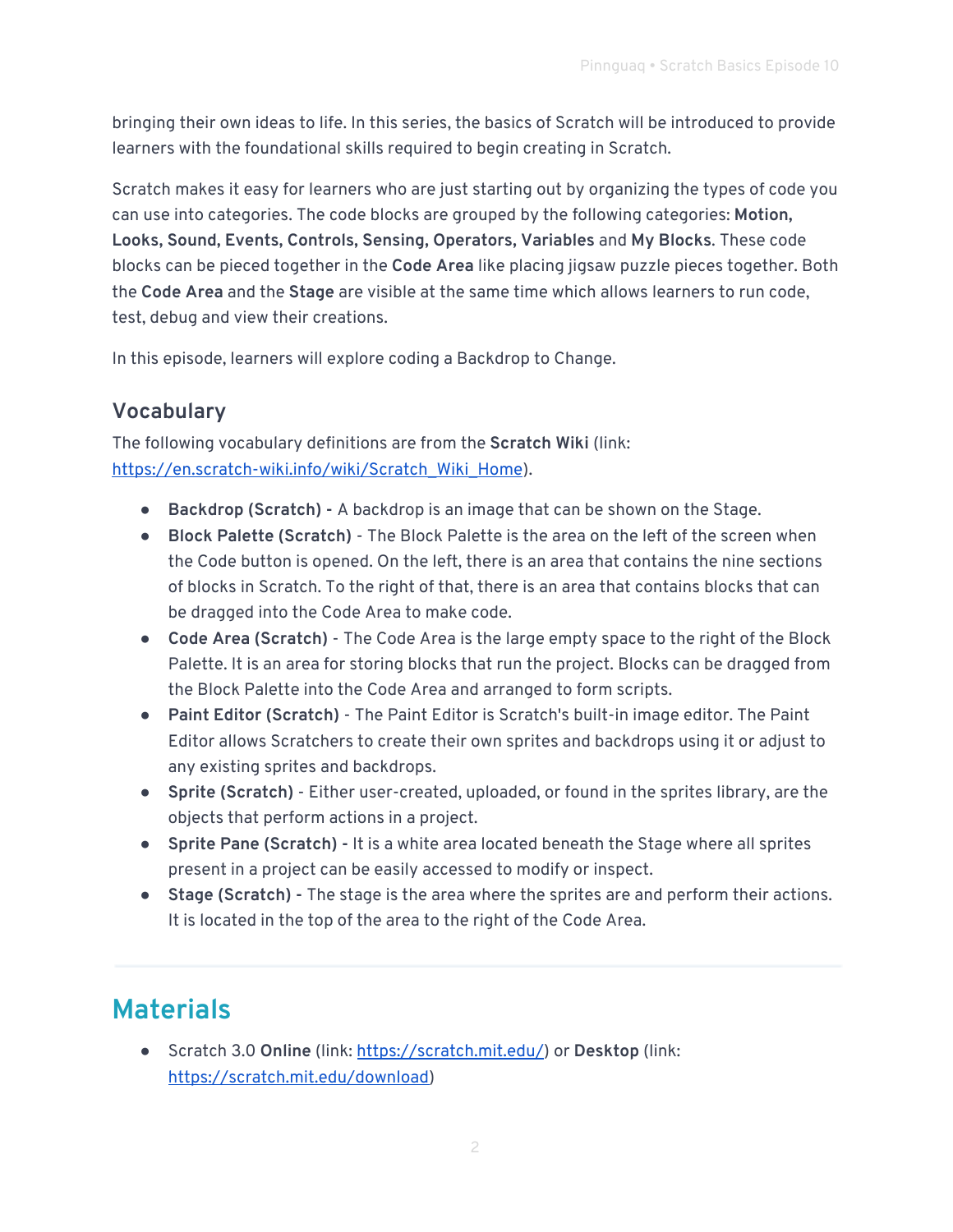bringing their own ideas to life. In this series, the basics of Scratch will be introduced to provide learners with the foundational skills required to begin creating in Scratch.

Scratch makes it easy for learners who are just starting out by organizing the types of code you can use into categories. The code blocks are grouped by the following categories: **Motion, Looks, Sound, Events, Controls, Sensing, Operators, Variables** and **My Blocks**. These code blocks can be pieced together in the **Code Area** like placing jigsaw puzzle pieces together. Both the **Code Area** and the **Stage** are visible at the same time which allows learners to run code, test, debug and view their creations.

In this episode, learners will explore coding a Backdrop to Change.

### Vocabulary

The following vocabulary definitions are from the **Scratch Wiki** (link: [https://en.scratch-wiki.info/wiki/Scratch_Wiki_Home](https://en.scratch-wiki.info/wiki/Scratch_Wiki_Home)).

- **Backdrop (Scratch) -** A backdrop is an image that can be shown on the Stage.
- **Block Palette (Scratch)** - The Block Palette is the area on the left of the screen when the Code button is opened. On the left, there is an area that contains the nine sections of blocks in Scratch. To the right of that, there is an area that contains blocks that can be dragged into the Code Area to make code.
- **Code Area (Scratch)** - The Code Area is the large empty space to the right of the Block Palette. It is an area for storing blocks that run the project. Blocks can be dragged from the Block Palette into the Code Area and arranged to form scripts.
- **Paint Editor (Scratch)** - The Paint Editor is Scratch's built-in image editor. The Paint Editor allows Scratchers to create their own sprites and backdrops using it or adjust to any existing sprites and backdrops.
- **Sprite (Scratch)** - Either user-created, uploaded, or found in the sprites library, are the objects that perform actions in a project.
- **Sprite Pane (Scratch) -** It is a white area located beneath the Stage where all sprites present in a project can be easily accessed to modify or inspect.
- **Stage (Scratch) -** The stage is the area where the sprites are and perform their actions. It is located in the top of the area to the right of the Code Area.

## Materials

- Scratch 3.0 **Online** (link: [https://scratch.mit.edu/](https://scratch.mit.edu/)) or **Desktop** (link: [https://scratch.mit.edu/download](https://scratch.mit.edu/download))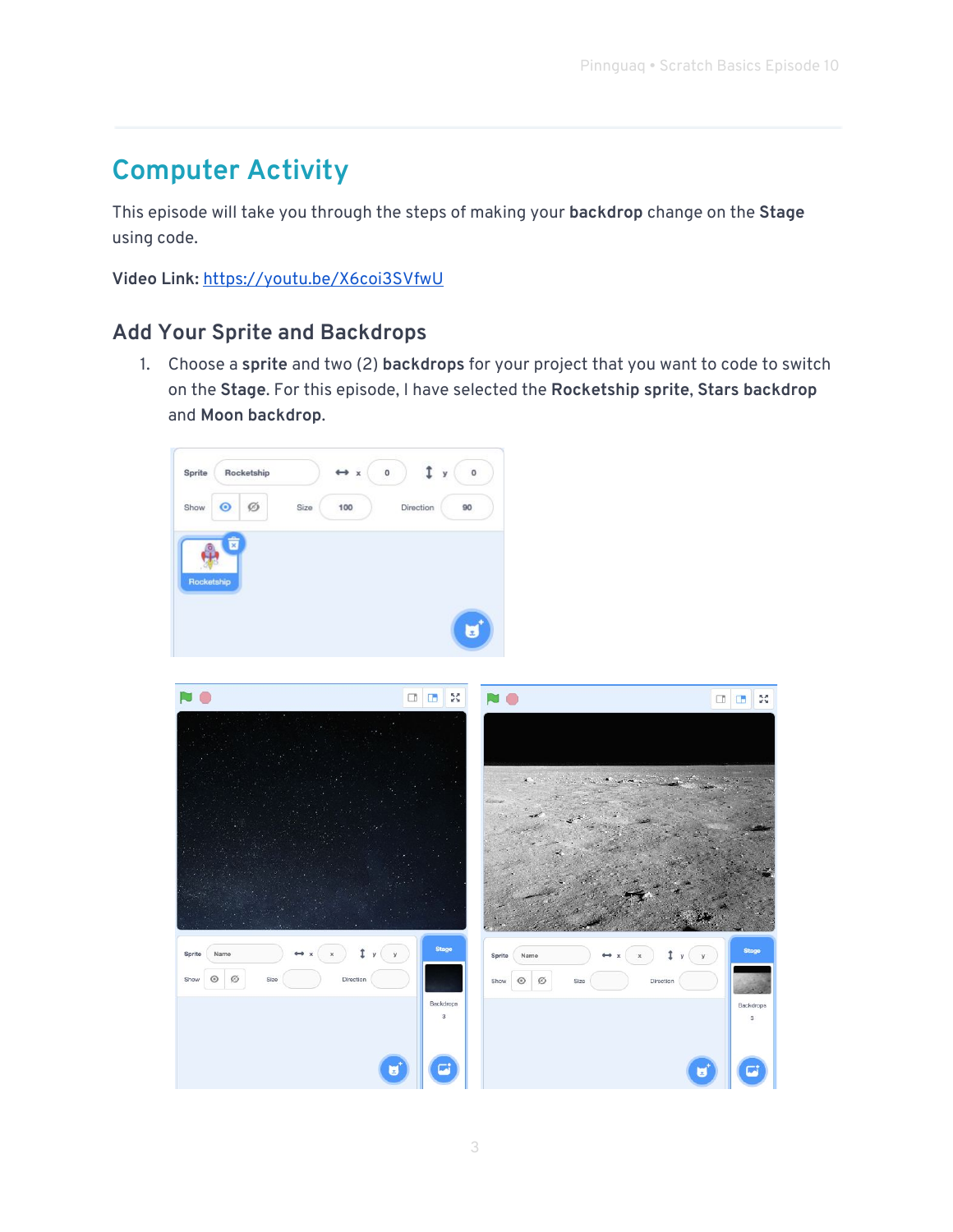# Computer Activity

This episode will take you through the steps of making your **backdrop** change on the **Stage** using code.

**Video Link:** https://youtu.be/X6coi3SVfwU

## Add Your Sprite and Backdrops

1. Choose a **sprite** and two (2) **backdrops** for your project that you want to code to switch on the **Stage**. For this episode, I have selected the **Rocketship sprite**, **Stars backdrop** and **Moon backdrop**.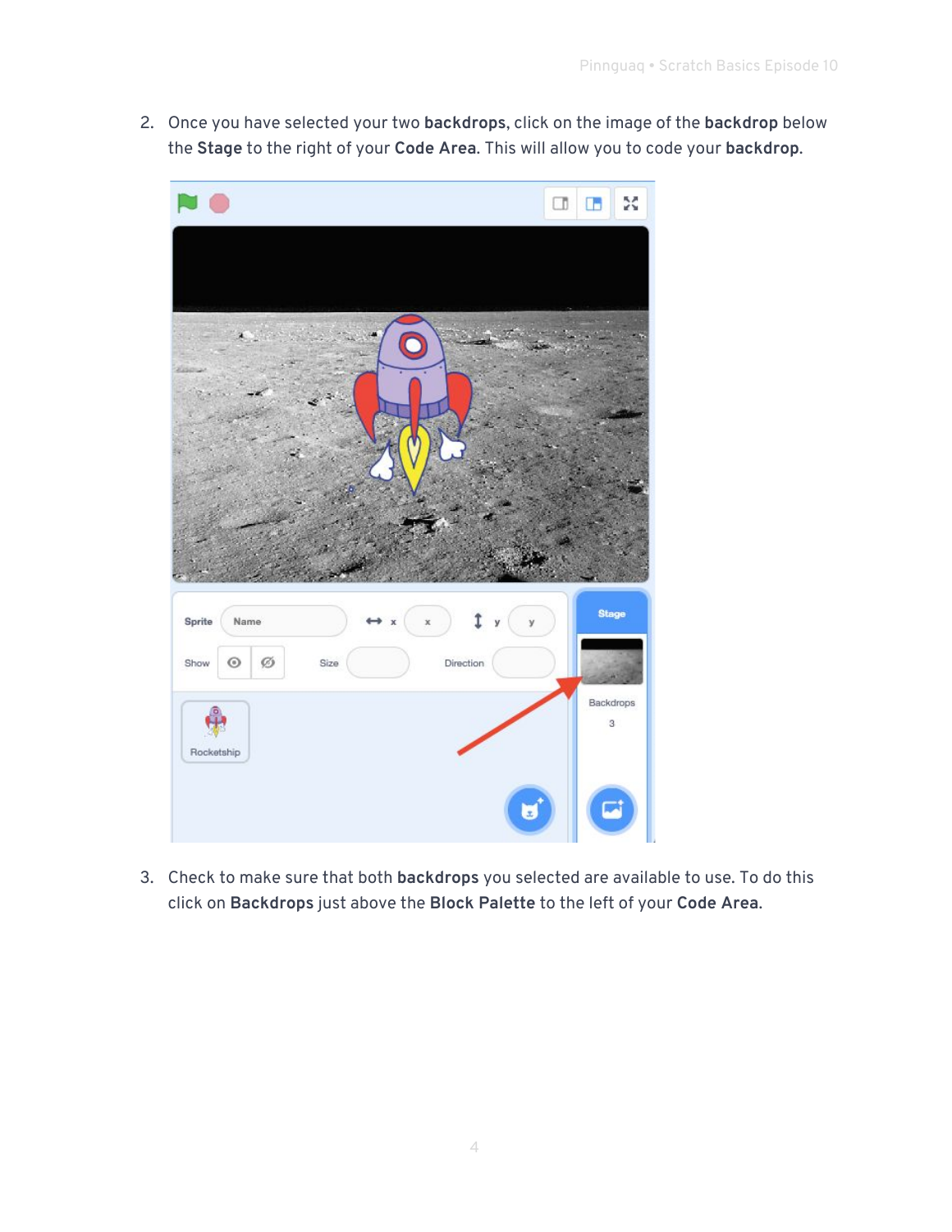2. Once you have selected your two **backdrops**, click on the image of the **backdrop** below the **Stage** to the right of your **Code Area**. This will allow you to code your **backdrop**.

3. Check to make sure that both **backdrops** you selected are available to use. To do this click on **Backdrops** just above the **Block Palette** to the left of your **Code Area**.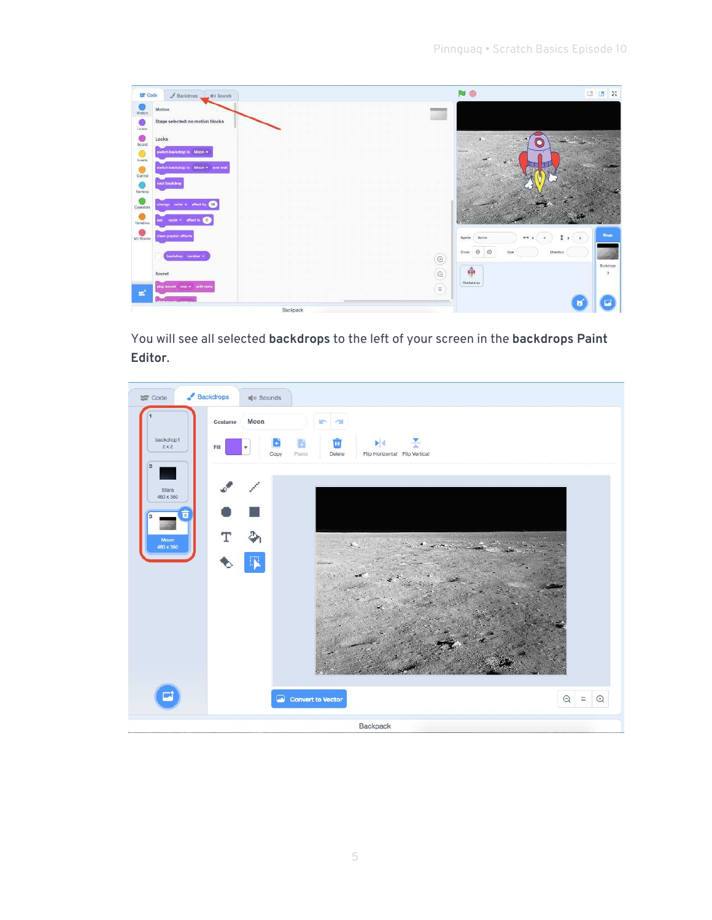You will see all selected **backdrops** to the left of your screen in the **backdrops Paint Editor**.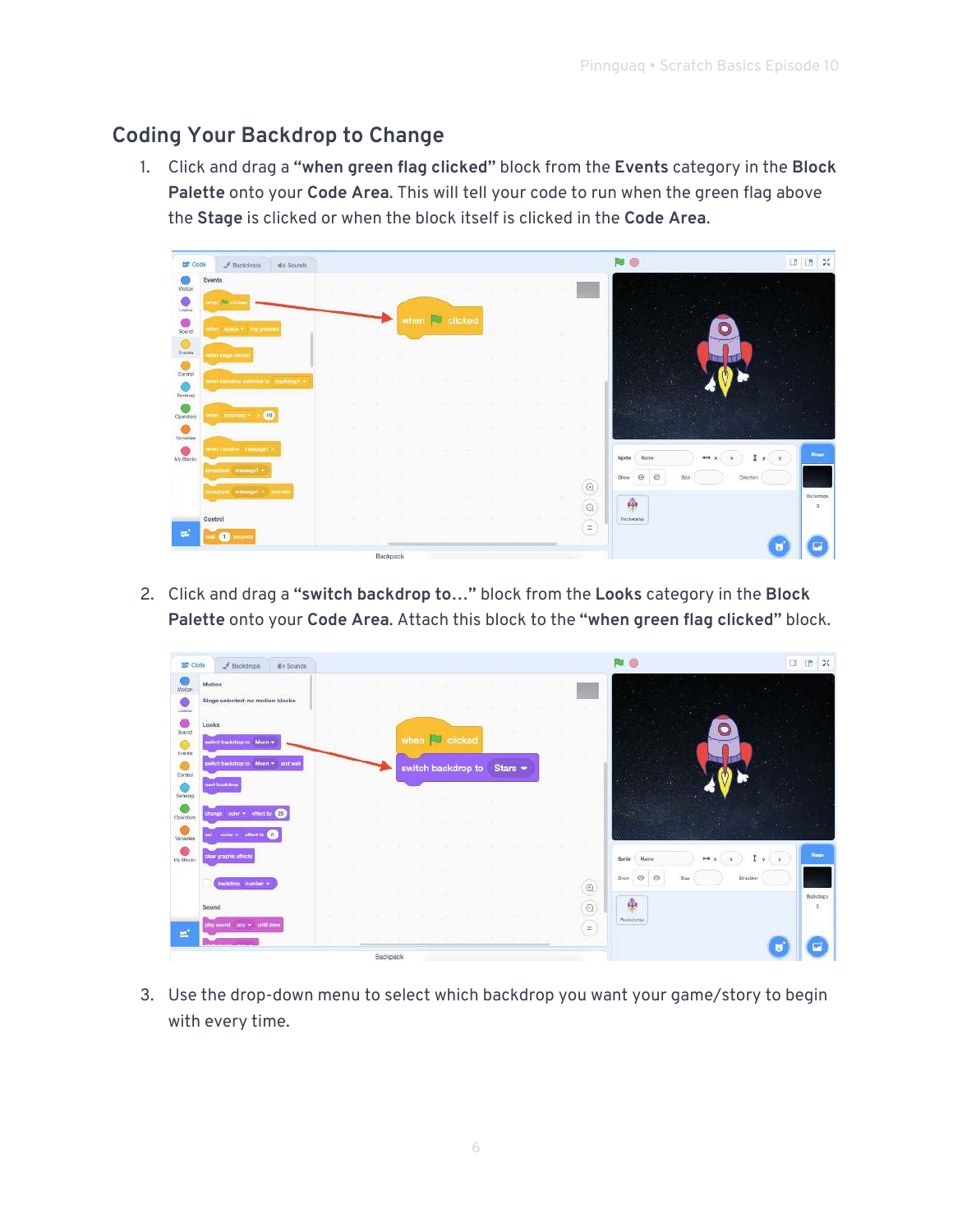## Coding Your Backdrop to Change

1. Click and drag a **"when green flag clicked"** block from the **Events** category in the **Block Palette** onto your **Code Area.** This will tell your code to run when the green flag above the **Stage** is clicked or when the block itself is clicked in the **Code Area.**

2. Click and drag a **"switch backdrop to…"** block from the **Looks** category in the **Block Palette** onto your **Code Area.** Attach this block to the **"when green flag clicked"** block.

3. Use the drop-down menu to select which backdrop you want your game/story to begin with every time.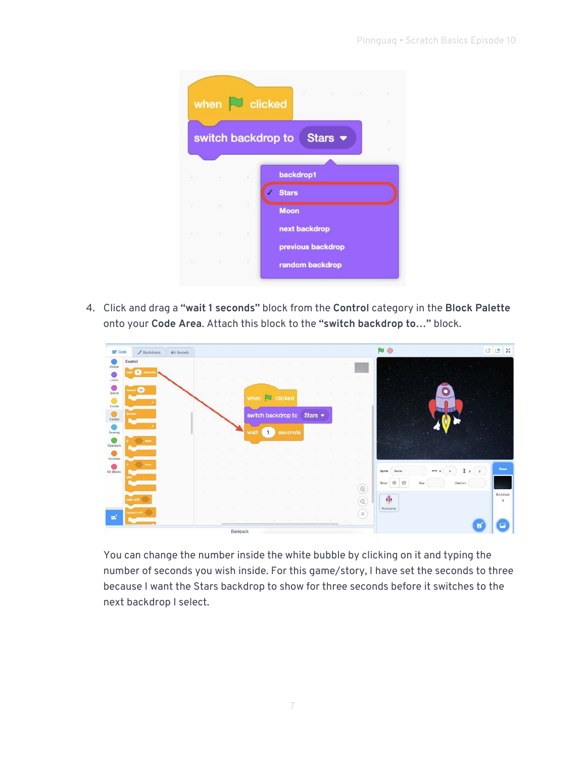4. Click and drag a **"wait 1 seconds"** block from the **Control** category in the **Block Palette** onto your **Code Area**. Attach this block to the **"switch backdrop to…"** block.

You can change the number inside the white bubble by clicking on it and typing the number of seconds you wish inside. For this game/story, I have set the seconds to three because I want the Stars backdrop to show for three seconds before it switches to the next backdrop I select.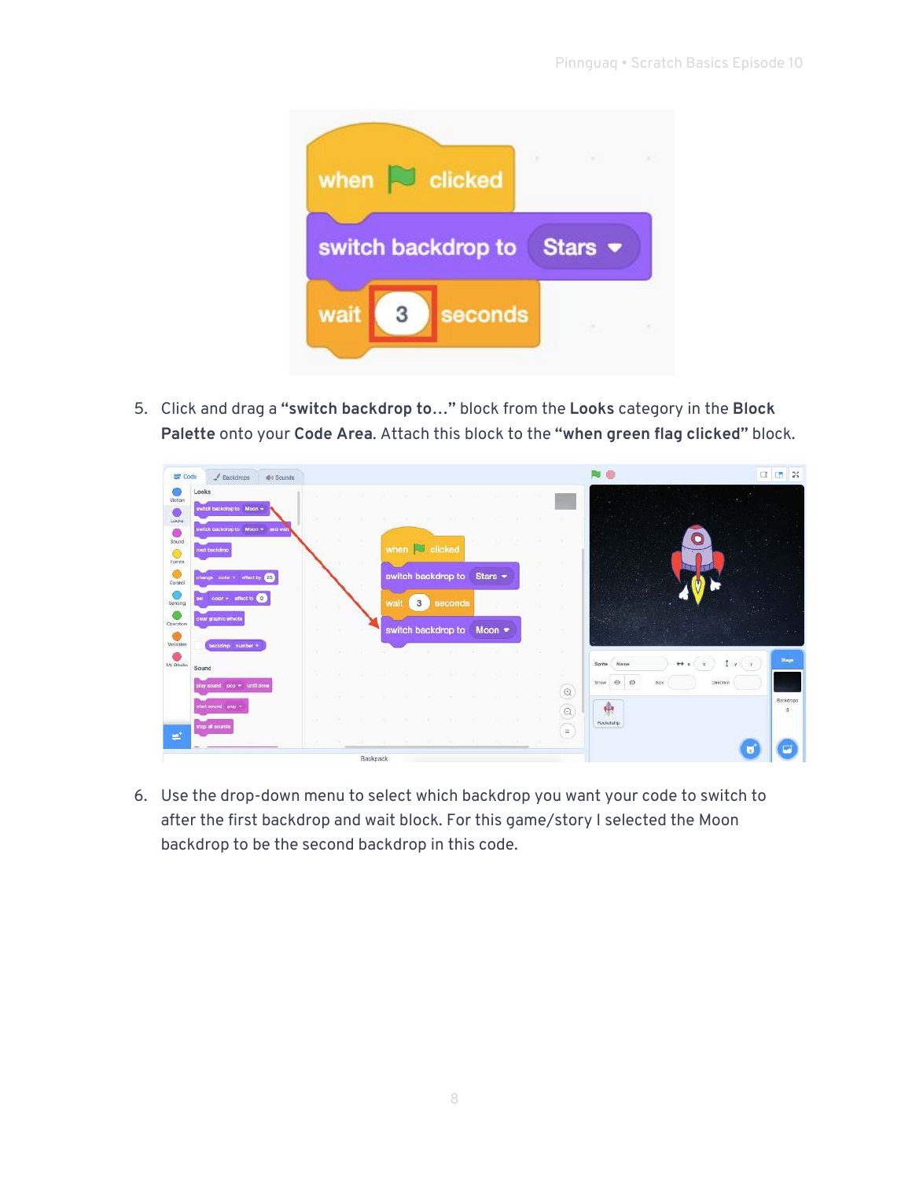5. Click and drag a **"switch backdrop to…"** block from the **Looks** category in the **Block Palette** onto your **Code Area**. Attach this block to the **"when green flag clicked"** block.

6. Use the drop-down menu to select which backdrop you want your code to switch to after the first backdrop and wait block. For this game/story I selected the Moon backdrop to be the second backdrop in this code.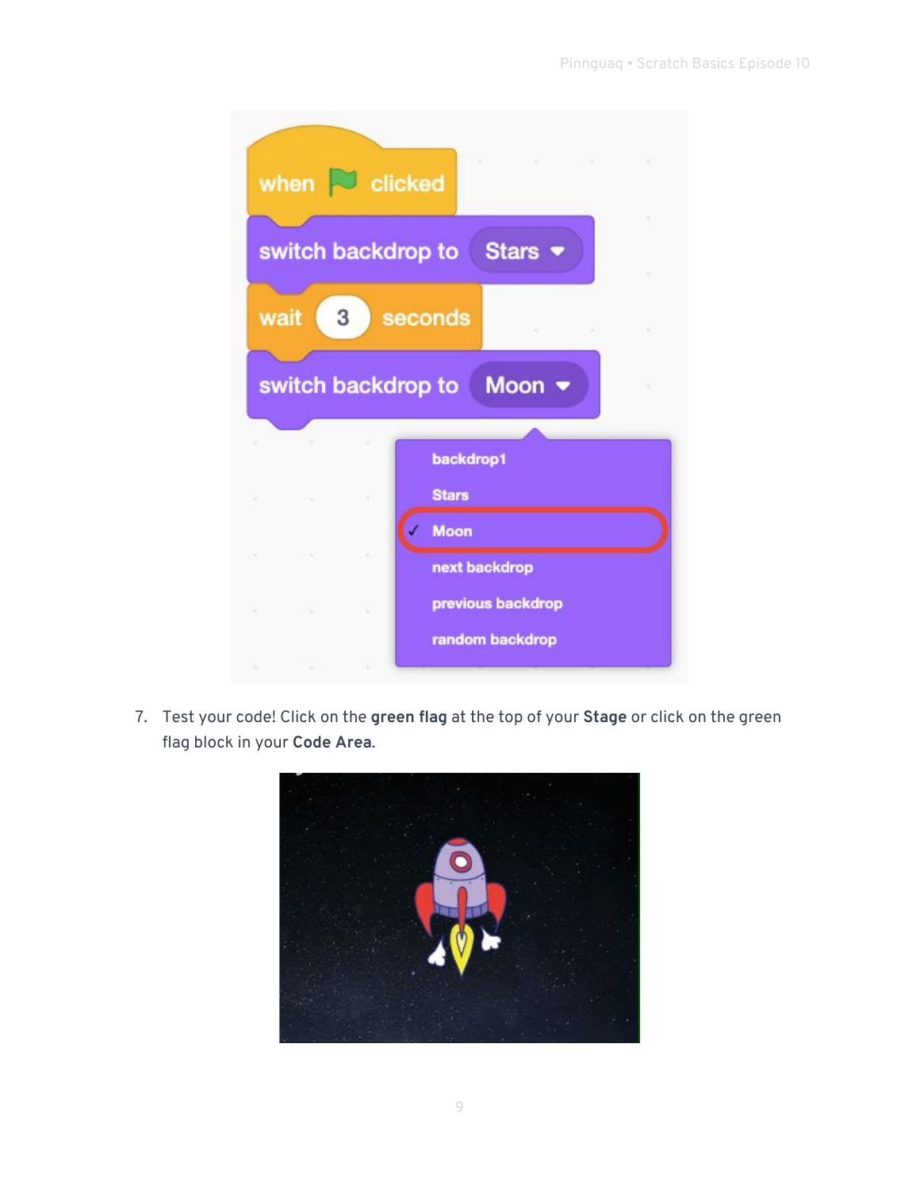7. Test your code! Click on the **green flag** at the top of your **Stage** or click on the green flag block in your **Code Area**.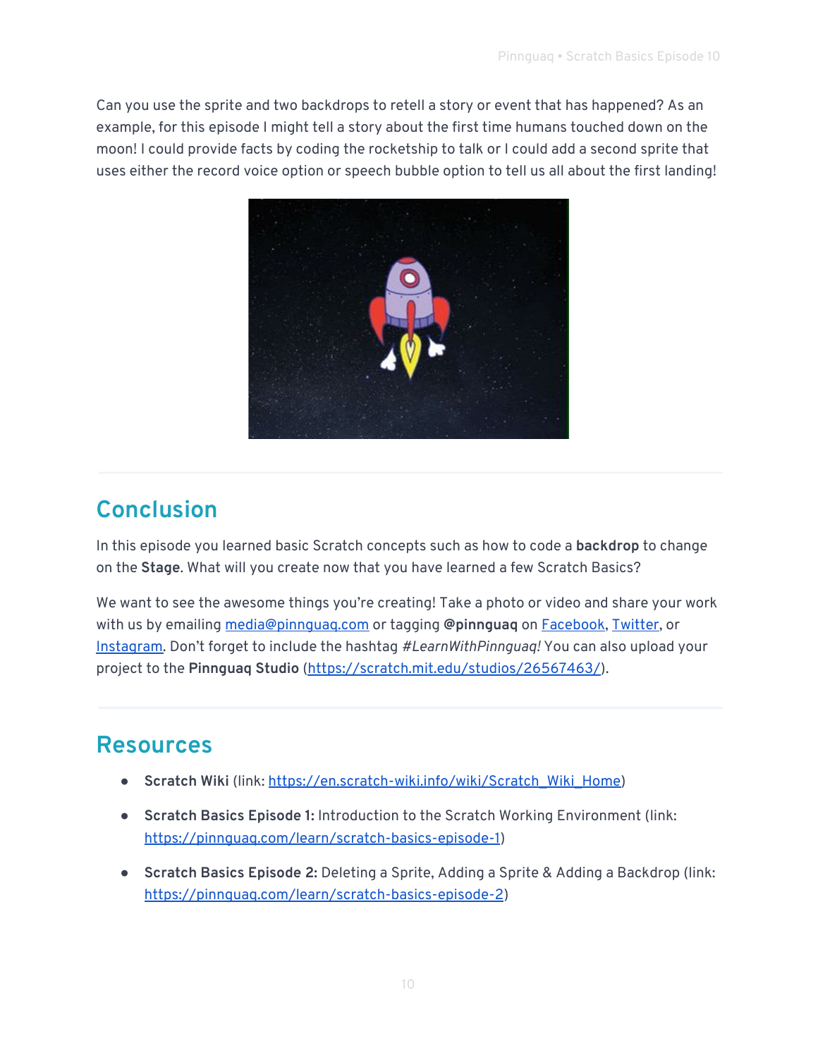Can you use the sprite and two backdrops to retell a story or event that has happened? As an example, for this episode I might tell a story about the first time humans touched down on the moon! I could provide facts by coding the rocketship to talk or I could add a second sprite that uses either the record voice option or speech bubble option to tell us all about the first landing!

## Conclusion

In this episode you learned basic Scratch concepts such as how to code a **backdrop** to change on the **Stage**. What will you create now that you have learned a few Scratch Basics?

We want to see the awesome things you're creating! Take a photo or video and share your work with us by emailing media@pinnguaq.com or tagging **@pinnguaq** on Facebook, Twitter, or Instagram. Don't forget to include the hashtag *#LearnWithPinnguaq!* You can also upload your project to the **Pinnguaq Studio** (https://scratch.mit.edu/studios/26567463/).

## Resources

- **Scratch Wiki** (link: https://en.scratch-wiki.info/wiki/Scratch_Wiki_Home)
- **Scratch Basics Episode 1:** Introduction to the Scratch Working Environment (link: https://pinnguaq.com/learn/scratch-basics-episode-1)
- **Scratch Basics Episode 2:** Deleting a Sprite, Adding a Sprite & Adding a Backdrop (link: https://pinnguaq.com/learn/scratch-basics-episode-2)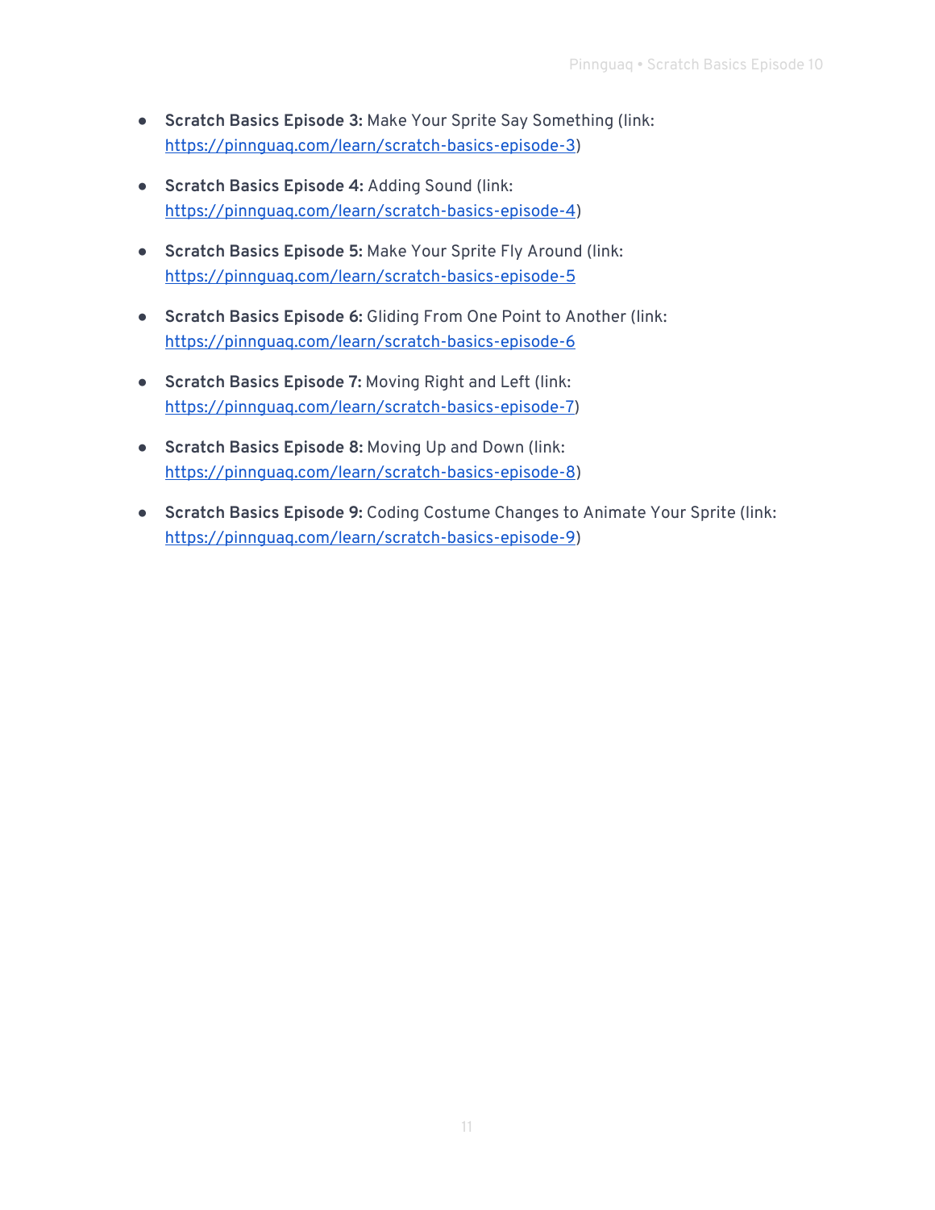- **Scratch Basics Episode 3:** Make Your Sprite Say Something (link: https://pinnguaq.com/learn/scratch-basics-episode-3)
- **Scratch Basics Episode 4:** Adding Sound (link: https://pinnguaq.com/learn/scratch-basics-episode-4)
- **Scratch Basics Episode 5:** Make Your Sprite Fly Around (link: https://pinnguaq.com/learn/scratch-basics-episode-5
- **Scratch Basics Episode 6:** Gliding From One Point to Another (link: https://pinnguaq.com/learn/scratch-basics-episode-6
- **Scratch Basics Episode 7:** Moving Right and Left (link: https://pinnguaq.com/learn/scratch-basics-episode-7)
- **Scratch Basics Episode 8:** Moving Up and Down (link: https://pinnguaq.com/learn/scratch-basics-episode-8)
- **Scratch Basics Episode 9:** Coding Costume Changes to Animate Your Sprite (link: https://pinnguaq.com/learn/scratch-basics-episode-9)